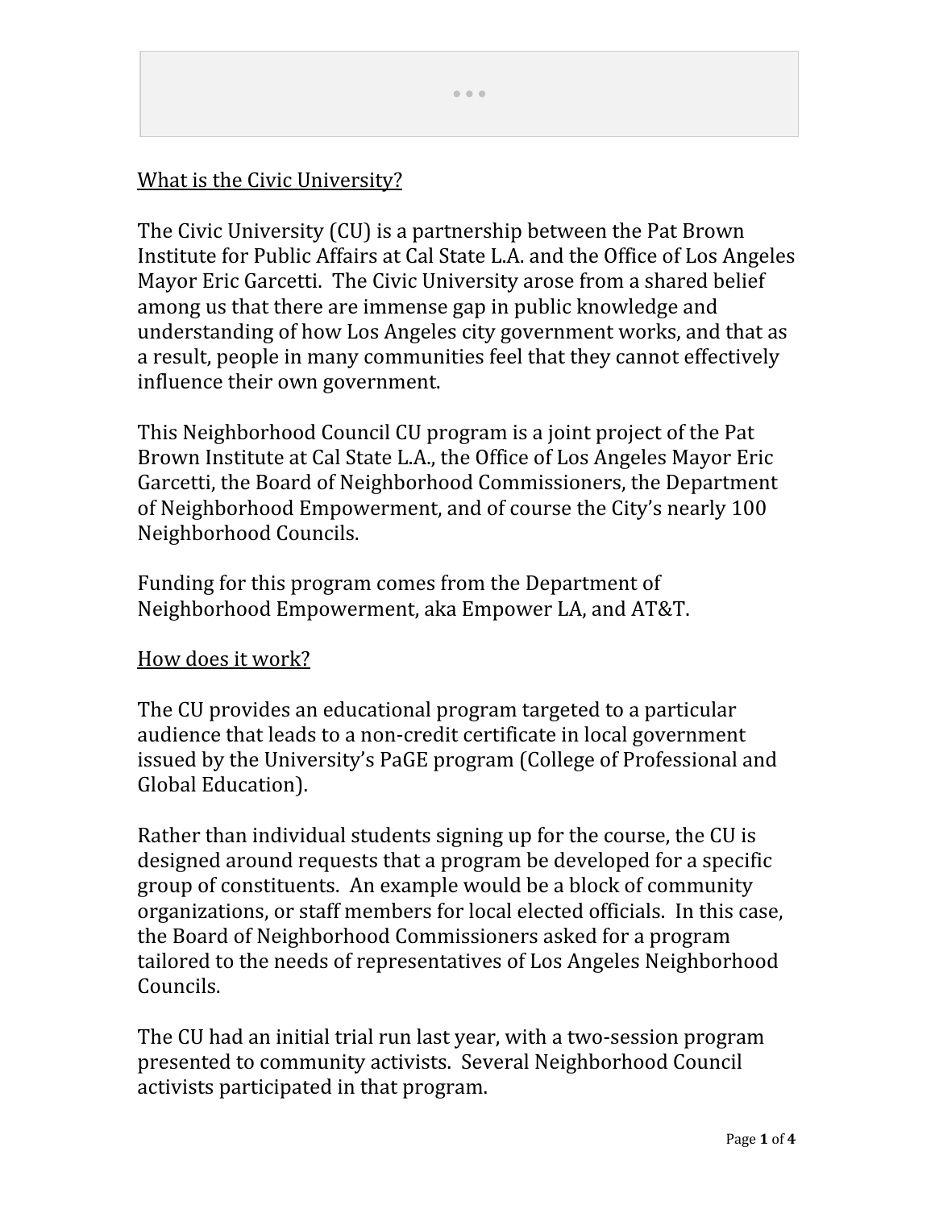What is the Civic University?

The Civic University (CU) is a partnership between the Pat Brown Institute for Public Affairs at Cal State L.A. and the Office of Los Angeles Mayor Eric Garcetti. The Civic University arose from a shared belief among us that there are immense gap in public knowledge and understanding of how Los Angeles city government works, and that as a result, people in many communities feel that they cannot effectively influence their own government.

This Neighborhood Council CU program is a joint project of the Pat Brown Institute at Cal State L.A., the Office of Los Angeles Mayor Eric Garcetti, the Board of Neighborhood Commissioners, the Department of Neighborhood Empowerment, and of course the City's nearly 100 Neighborhood Councils.

Funding for this program comes from the Department of Neighborhood Empowerment, aka Empower LA, and AT&T.

How does it work?

The CU provides an educational program targeted to a particular audience that leads to a non-credit certificate in local government issued by the University's PaGE program (College of Professional and Global Education).

Rather than individual students signing up for the course, the CU is designed around requests that a program be developed for a specific group of constituents. An example would be a block of community organizations, or staff members for local elected officials. In this case, the Board of Neighborhood Commissioners asked for a program tailored to the needs of representatives of Los Angeles Neighborhood Councils.

The CU had an initial trial run last year, with a two-session program presented to community activists. Several Neighborhood Council activists participated in that program.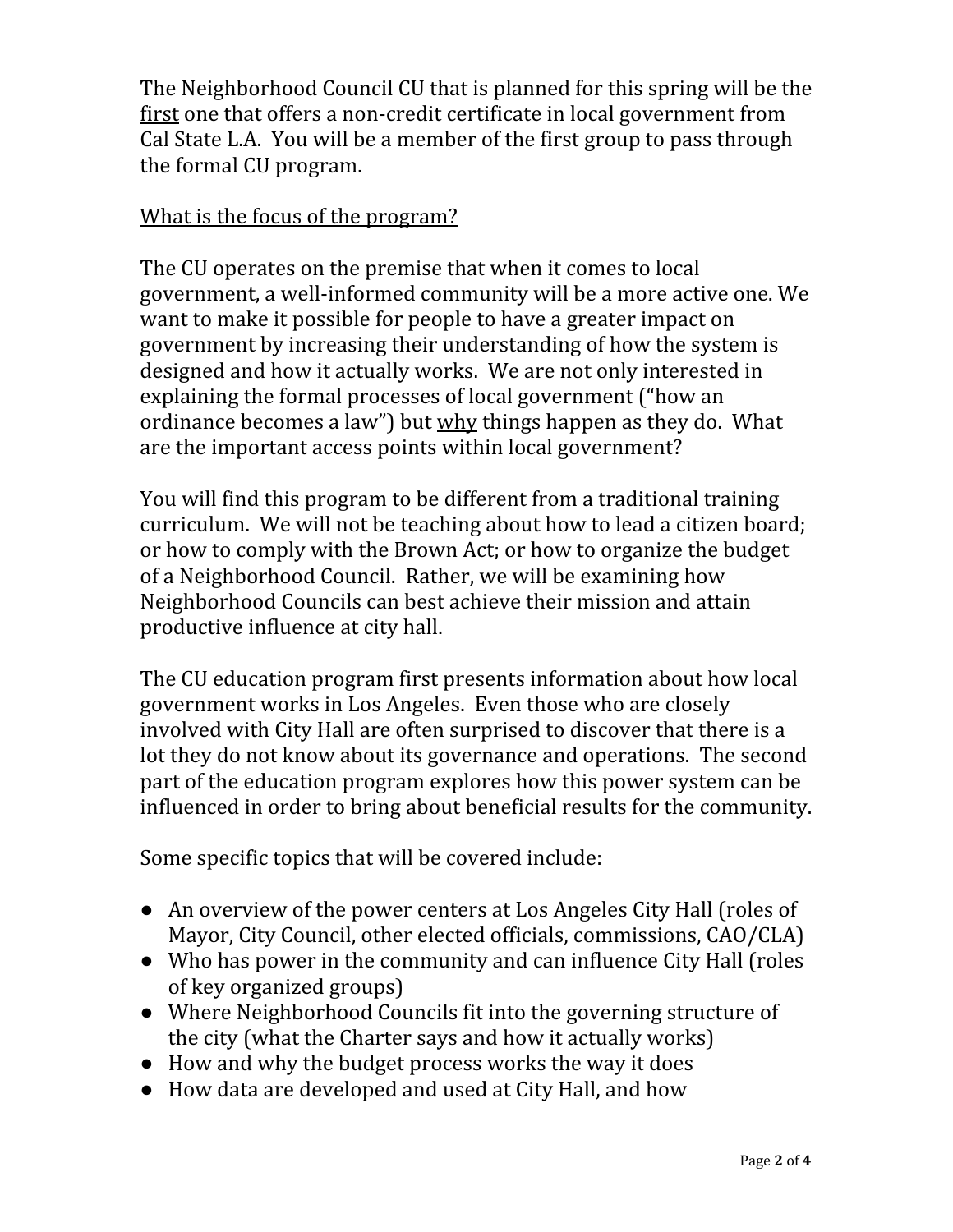The Neighborhood Council CU that is planned for this spring will be the <u>first</u> one that offers a non-credit certificate in local government from Cal State L.A. You will be a member of the first group to pass through the formal CU program.

<u>What is the focus of the program?</u>

The CU operates on the premise that when it comes to local government, a well-informed community will be a more active one. We want to make it possible for people to have a greater impact on government by increasing their understanding of how the system is designed and how it actually works. We are not only interested in explaining the formal processes of local government ("how an ordinance becomes a law") but <u>why</u> things happen as they do. What are the important access points within local government?

You will find this program to be different from a traditional training curriculum. We will not be teaching about how to lead a citizen board; or how to comply with the Brown Act; or how to organize the budget of a Neighborhood Council. Rather, we will be examining how Neighborhood Councils can best achieve their mission and attain productive influence at city hall.

The CU education program first presents information about how local government works in Los Angeles. Even those who are closely involved with City Hall are often surprised to discover that there is a lot they do not know about its governance and operations. The second part of the education program explores how this power system can be influenced in order to bring about beneficial results for the community.

Some specific topics that will be covered include:

- An overview of the power centers at Los Angeles City Hall (roles of Mayor, City Council, other elected officials, commissions, CAO/CLA)
- Who has power in the community and can influence City Hall (roles of key organized groups)
- Where Neighborhood Councils fit into the governing structure of the city (what the Charter says and how it actually works)
- How and why the budget process works the way it does
- How data are developed and used at City Hall, and how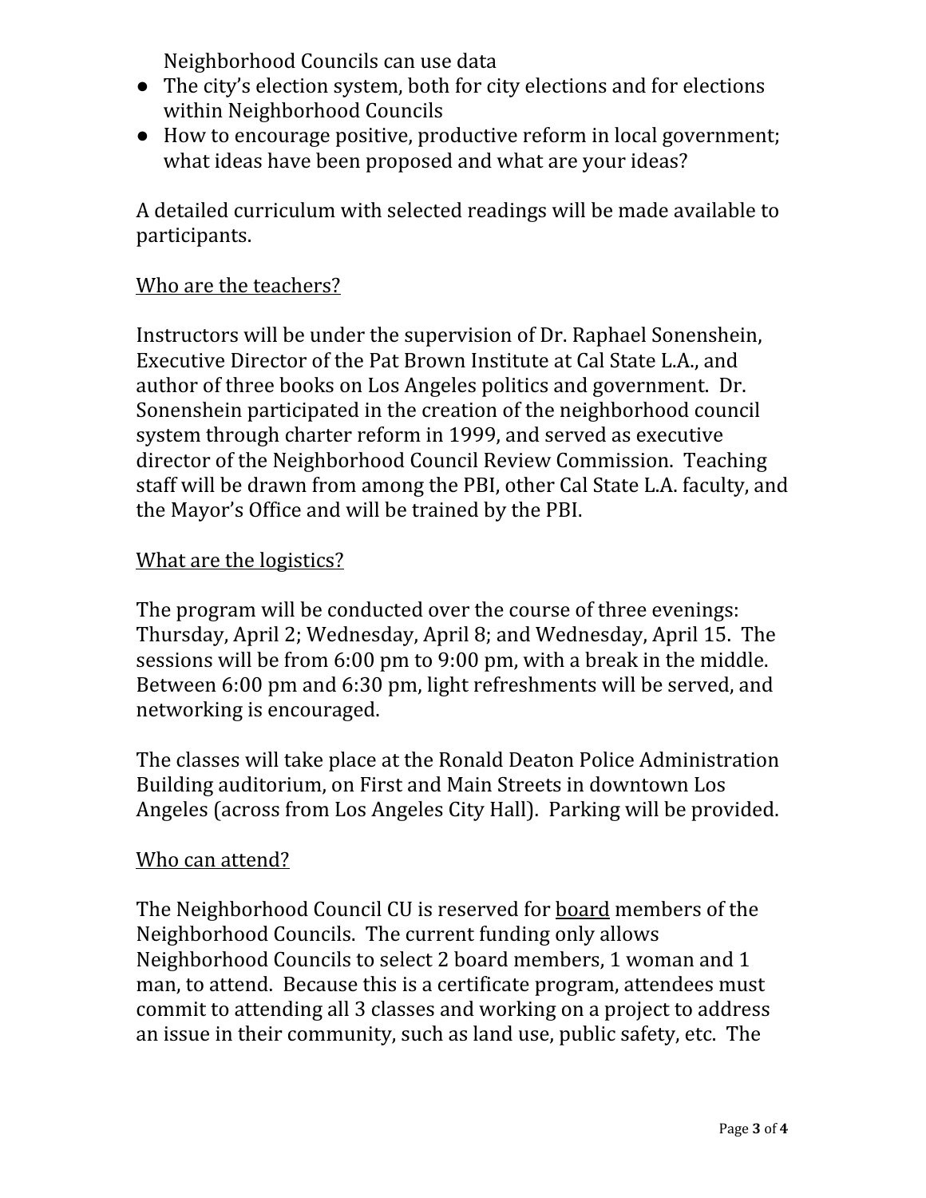Neighborhood Councils can use data

- The city's election system, both for city elections and for elections within Neighborhood Councils
- How to encourage positive, productive reform in local government; what ideas have been proposed and what are your ideas?

A detailed curriculum with selected readings will be made available to participants.

<u>Who are the teachers?</u>

Instructors will be under the supervision of Dr. Raphael Sonenshein, Executive Director of the Pat Brown Institute at Cal State L.A., and author of three books on Los Angeles politics and government. Dr. Sonenshein participated in the creation of the neighborhood council system through charter reform in 1999, and served as executive director of the Neighborhood Council Review Commission. Teaching staff will be drawn from among the PBI, other Cal State L.A. faculty, and the Mayor's Office and will be trained by the PBI.

<u>What are the logistics?</u>

The program will be conducted over the course of three evenings: Thursday, April 2; Wednesday, April 8; and Wednesday, April 15. The sessions will be from 6:00 pm to 9:00 pm, with a break in the middle. Between 6:00 pm and 6:30 pm, light refreshments will be served, and networking is encouraged.

The classes will take place at the Ronald Deaton Police Administration Building auditorium, on First and Main Streets in downtown Los Angeles (across from Los Angeles City Hall). Parking will be provided.

<u>Who can attend?</u>

The Neighborhood Council CU is reserved for <u>board</u> members of the Neighborhood Councils. The current funding only allows Neighborhood Councils to select 2 board members, 1 woman and 1 man, to attend. Because this is a certificate program, attendees must commit to attending all 3 classes and working on a project to address an issue in their community, such as land use, public safety, etc. The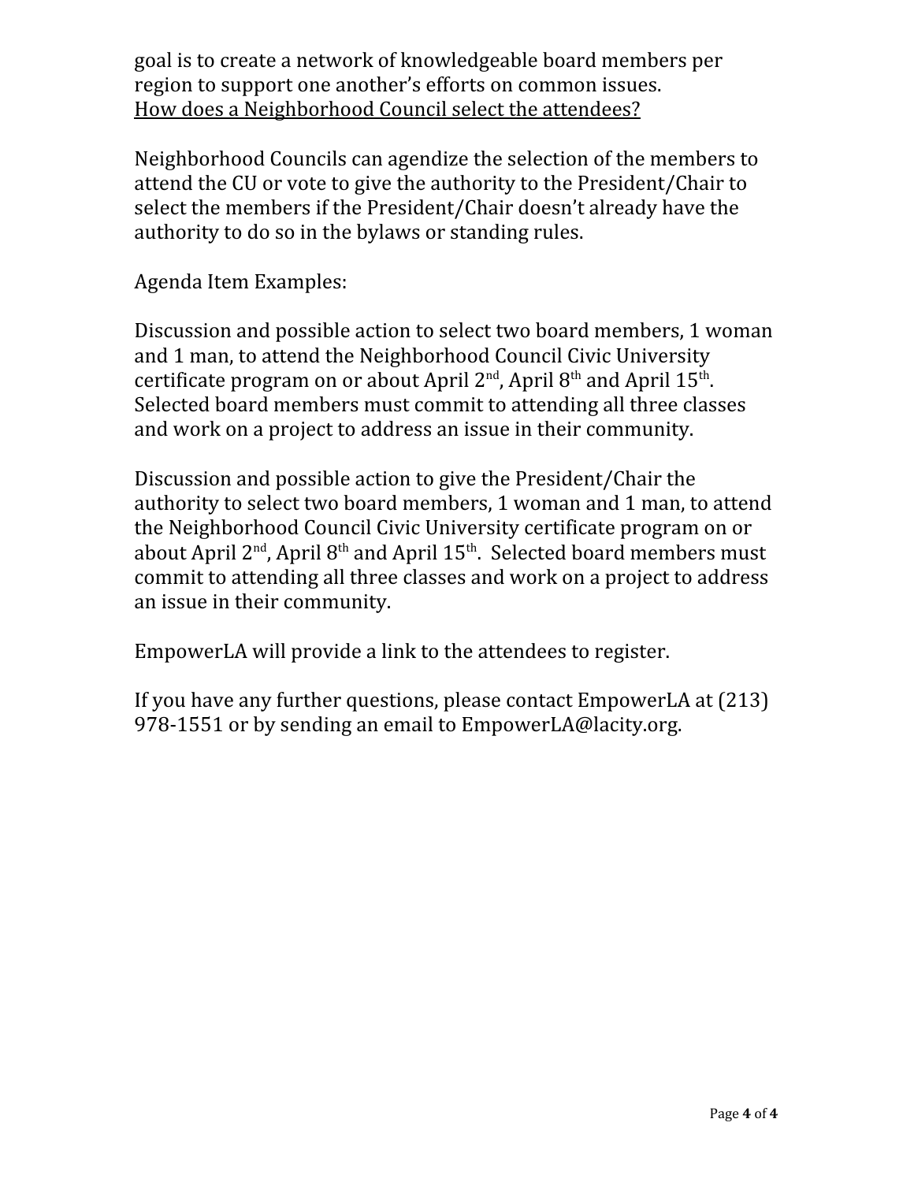goal is to create a network of knowledgeable board members per region to support one another's efforts on common issues.

<u>How does a Neighborhood Council select the attendees?</u>

Neighborhood Councils can agendize the selection of the members to attend the CU or vote to give the authority to the President/Chair to select the members if the President/Chair doesn't already have the authority to do so in the bylaws or standing rules.

Agenda Item Examples:

Discussion and possible action to select two board members, 1 woman and 1 man, to attend the Neighborhood Council Civic University certificate program on or about April 2nd, April 8th and April 15th. Selected board members must commit to attending all three classes and work on a project to address an issue in their community.

Discussion and possible action to give the President/Chair the authority to select two board members, 1 woman and 1 man, to attend the Neighborhood Council Civic University certificate program on or about April 2nd, April 8th and April 15th. Selected board members must commit to attending all three classes and work on a project to address an issue in their community.

EmpowerLA will provide a link to the attendees to register.

If you have any further questions, please contact EmpowerLA at (213) 978-1551 or by sending an email to EmpowerLA@lacity.org.